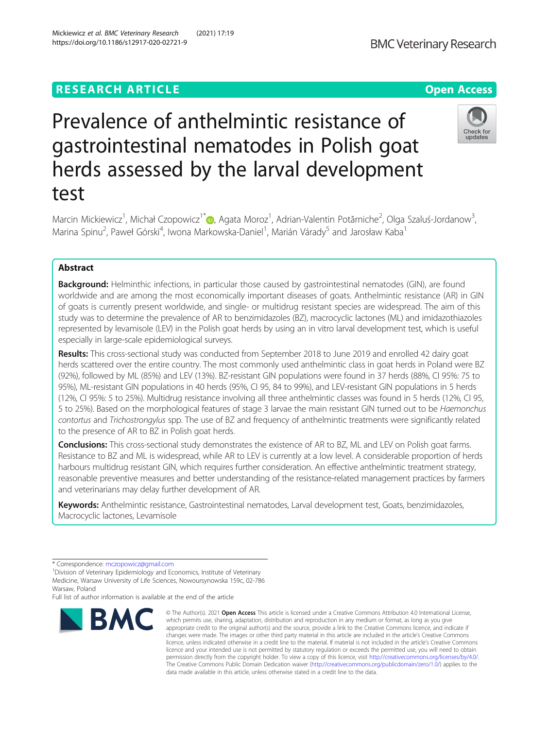RESEARCH ARTICLE

Open Access

# Prevalence of anthelmintic resistance of gastrointestinal nematodes in Polish goat herds assessed by the larval development test

Marcin Mickiewicz[1], Michał Czopowicz[1*], Agata Moroz[1], Adrian-Valentin Potărniche[2], Olga Szaluś-Jordanow[3], Marina Spinu[2], Paweł Górski[4], Iwona Markowska-Daniel[1], Marián Várady[5] and Jarosław Kaba[1]

## Abstract

**Background:** Helminthic infections, in particular those caused by gastrointestinal nematodes (GIN), are found worldwide and are among the most economically important diseases of goats. Anthelmintic resistance (AR) in GIN of goats is currently present worldwide, and single- or multidrug resistant species are widespread. The aim of this study was to determine the prevalence of AR to benzimidazoles (BZ), macrocyclic lactones (ML) and imidazothiazoles represented by levamisole (LEV) in the Polish goat herds by using an in vitro larval development test, which is useful especially in large-scale epidemiological surveys.

**Results:** This cross-sectional study was conducted from September 2018 to June 2019 and enrolled 42 dairy goat herds scattered over the entire country. The most commonly used anthelmintic class in goat herds in Poland were BZ (92%), followed by ML (85%) and LEV (13%). BZ-resistant GIN populations were found in 37 herds (88%, CI 95%: 75 to 95%), ML-resistant GIN populations in 40 herds (95%, CI 95, 84 to 99%), and LEV-resistant GIN populations in 5 herds (12%, CI 95%: 5 to 25%). Multidrug resistance involving all three anthelmintic classes was found in 5 herds (12%, CI 95, 5 to 25%). Based on the morphological features of stage 3 larvae the main resistant GIN turned out to be *Haemonchus contortus* and *Trichostrongylus* spp. The use of BZ and frequency of anthelmintic treatments were significantly related to the presence of AR to BZ in Polish goat herds.

**Conclusions:** This cross-sectional study demonstrates the existence of AR to BZ, ML and LEV on Polish goat farms. Resistance to BZ and ML is widespread, while AR to LEV is currently at a low level. A considerable proportion of herds harbours multidrug resistant GIN, which requires further consideration. An effective anthelmintic treatment strategy, reasonable preventive measures and better understanding of the resistance-related management practices by farmers and veterinarians may delay further development of AR.

**Keywords:** Anthelmintic resistance, Gastrointestinal nematodes, Larval development test, Goats, benzimidazoles, Macrocyclic lactones, Levamisole

---

\* Correspondence: mczopowicz@gmail.com

[1] Division of Veterinary Epidemiology and Economics, Institute of Veterinary Medicine, Warsaw University of Life Sciences, Nowoursynowska 159c, 02-786 Warsaw, Poland

Full list of author information is available at the end of the article

© The Author(s). 2021 **Open Access** This article is licensed under a Creative Commons Attribution 4.0 International License, which permits use, sharing, adaptation, distribution and reproduction in any medium or format, as long as you give appropriate credit to the original author(s) and the source, provide a link to the Creative Commons licence, and indicate if changes were made. The images or other third party material in this article are included in the article's Creative Commons licence, unless indicated otherwise in a credit line to the material. If material is not included in the article's Creative Commons licence and your intended use is not permitted by statutory regulation or exceeds the permitted use, you will need to obtain permission directly from the copyright holder. To view a copy of this licence, visit http://creativecommons.org/licenses/by/4.0/. The Creative Commons Public Domain Dedication waiver (http://creativecommons.org/publicdomain/zero/1.0/) applies to the data made available in this article, unless otherwise stated in a credit line to the data.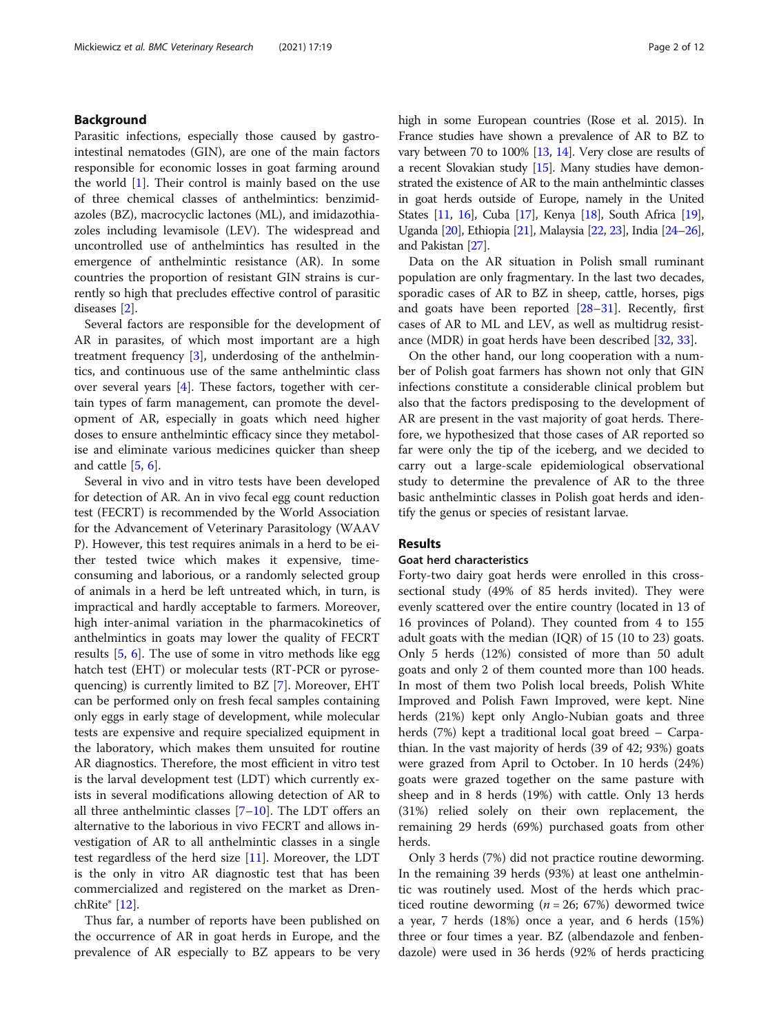## Background

Parasitic infections, especially those caused by gastrointestinal nematodes (GIN), are one of the main factors responsible for economic losses in goat farming around the world [1]. Their control is mainly based on the use of three chemical classes of anthelmintics: benzimidazoles (BZ), macrocyclic lactones (ML), and imidazothiazoles including levamisole (LEV). The widespread and uncontrolled use of anthelmintics has resulted in the emergence of anthelmintic resistance (AR). In some countries the proportion of resistant GIN strains is currently so high that precludes effective control of parasitic diseases [2].

Several factors are responsible for the development of AR in parasites, of which most important are a high treatment frequency [3], underdosing of the anthelmintics, and continuous use of the same anthelmintic class over several years [4]. These factors, together with certain types of farm management, can promote the development of AR, especially in goats which need higher doses to ensure anthelmintic efficacy since they metabolise and eliminate various medicines quicker than sheep and cattle [5, 6].

Several in vivo and in vitro tests have been developed for detection of AR. An in vivo fecal egg count reduction test (FECRT) is recommended by the World Association for the Advancement of Veterinary Parasitology (WAAVP). However, this test requires animals in a herd to be either tested twice which makes it expensive, time-consuming and laborious, or a randomly selected group of animals in a herd be left untreated which, in turn, is impractical and hardly acceptable to farmers. Moreover, high inter-animal variation in the pharmacokinetics of anthelmintics in goats may lower the quality of FECRT results [5, 6]. The use of some in vitro methods like egg hatch test (EHT) or molecular tests (RT-PCR or pyrosequencing) is currently limited to BZ [7]. Moreover, EHT can be performed only on fresh fecal samples containing only eggs in early stage of development, while molecular tests are expensive and require specialized equipment in the laboratory, which makes them unsuited for routine AR diagnostics. Therefore, the most efficient in vitro test is the larval development test (LDT) which currently exists in several modifications allowing detection of AR to all three anthelmintic classes [7–10]. The LDT offers an alternative to the laborious in vivo FECRT and allows investigation of AR to all anthelmintic classes in a single test regardless of the herd size [11]. Moreover, the LDT is the only in vitro AR diagnostic test that has been commercialized and registered on the market as DrenchRite® [12].

Thus far, a number of reports have been published on the occurrence of AR in goat herds in Europe, and the prevalence of AR especially to BZ appears to be very high in some European countries (Rose et al. 2015). In France studies have shown a prevalence of AR to BZ to vary between 70 to 100% [13, 14]. Very close are results of a recent Slovakian study [15]. Many studies have demonstrated the existence of AR to the main anthelmintic classes in goat herds outside of Europe, namely in the United States [11, 16], Cuba [17], Kenya [18], South Africa [19], Uganda [20], Ethiopia [21], Malaysia [22, 23], India [24–26], and Pakistan [27].

Data on the AR situation in Polish small ruminant population are only fragmentary. In the last two decades, sporadic cases of AR to BZ in sheep, cattle, horses, pigs and goats have been reported [28–31]. Recently, first cases of AR to ML and LEV, as well as multidrug resistance (MDR) in goat herds have been described [32, 33].

On the other hand, our long cooperation with a number of Polish goat farmers has shown not only that GIN infections constitute a considerable clinical problem but also that the factors predisposing to the development of AR are present in the vast majority of goat herds. Therefore, we hypothesized that those cases of AR reported so far were only the tip of the iceberg, and we decided to carry out a large-scale epidemiological observational study to determine the prevalence of AR to the three basic anthelmintic classes in Polish goat herds and identify the genus or species of resistant larvae.

## Results

### Goat herd characteristics

Forty-two dairy goat herds were enrolled in this cross-sectional study (49% of 85 herds invited). They were evenly scattered over the entire country (located in 13 of 16 provinces of Poland). They counted from 4 to 155 adult goats with the median (IQR) of 15 (10 to 23) goats. Only 5 herds (12%) consisted of more than 50 adult goats and only 2 of them counted more than 100 heads. In most of them two Polish local breeds, Polish White Improved and Polish Fawn Improved, were kept. Nine herds (21%) kept only Anglo-Nubian goats and three herds (7%) kept a traditional local goat breed – Carpathian. In the vast majority of herds (39 of 42; 93%) goats were grazed from April to October. In 10 herds (24%) goats were grazed together on the same pasture with sheep and in 8 herds (19%) with cattle. Only 13 herds (31%) relied solely on their own replacement, the remaining 29 herds (69%) purchased goats from other herds.

Only 3 herds (7%) did not practice routine deworming. In the remaining 39 herds (93%) at least one anthelmintic was routinely used. Most of the herds which practiced routine deworming ($n = 26$; 67%) dewormed twice a year, 7 herds (18%) once a year, and 6 herds (15%) three or four times a year. BZ (albendazole and fenbendazole) were used in 36 herds (92% of herds practicing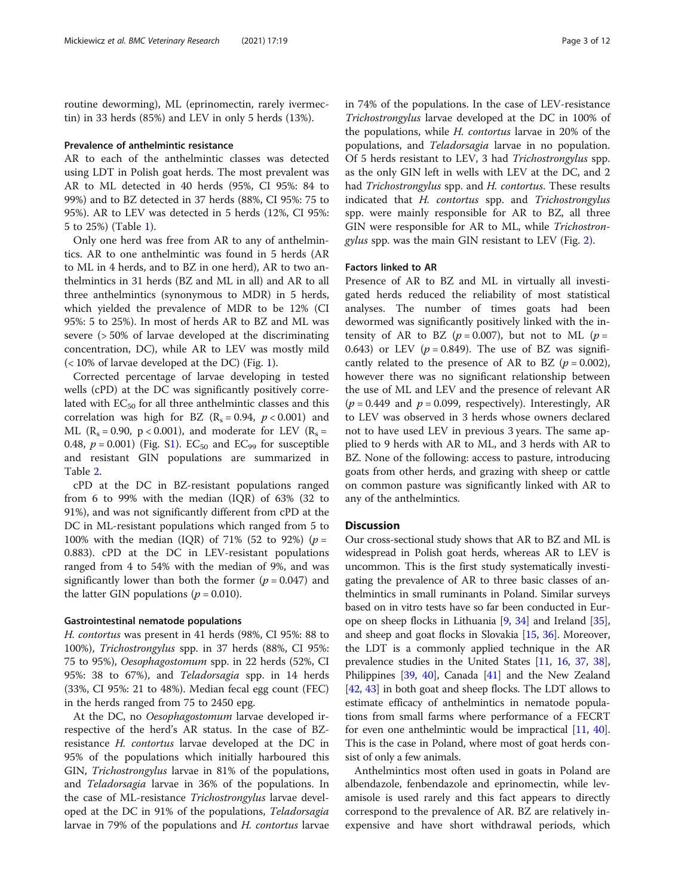routine deworming), ML (eprinomectin, rarely ivermectin) in 33 herds (85%) and LEV in only 5 herds (13%).

### Prevalence of anthelmintic resistance

AR to each of the anthelmintic classes was detected using LDT in Polish goat herds. The most prevalent was AR to ML detected in 40 herds (95%, CI 95%: 84 to 99%) and to BZ detected in 37 herds (88%, CI 95%: 75 to 95%). AR to LEV was detected in 5 herds (12%, CI 95%: 5 to 25%) (Table 1).

Only one herd was free from AR to any of anthelmintics. AR to one anthelmintic was found in 5 herds (AR to ML in 4 herds, and to BZ in one herd), AR to two anthelmintics in 31 herds (BZ and ML in all) and AR to all three anthelmintics (synonymous to MDR) in 5 herds, which yielded the prevalence of MDR to be 12% (CI 95%: 5 to 25%). In most of herds AR to BZ and ML was severe (> 50% of larvae developed at the discriminating concentration, DC), while AR to LEV was mostly mild (< 10% of larvae developed at the DC) (Fig. 1).

Corrected percentage of larvae developing in tested wells (cPD) at the DC was significantly positively correlated with $EC_{50}$ for all three anthelmintic classes and this correlation was high for BZ ($R_s = 0.94$, $p < 0.001$) and ML ($R_s = 0.90$, $p < 0.001$), and moderate for LEV ($R_s = 0.48$, $p = 0.001$) (Fig. S1). $EC_{50}$ and $EC_{99}$ for susceptible and resistant GIN populations are summarized in Table 2.

cPD at the DC in BZ-resistant populations ranged from 6 to 99% with the median (IQR) of 63% (32 to 91%), and was not significantly different from cPD at the DC in ML-resistant populations which ranged from 5 to 100% with the median (IQR) of 71% (52 to 92%) ($p = 0.883$). cPD at the DC in LEV-resistant populations ranged from 4 to 54% with the median of 9%, and was significantly lower than both the former ($p = 0.047$) and the latter GIN populations ($p = 0.010$).

### Gastrointestinal nematode populations

*H. contortus* was present in 41 herds (98%, CI 95%: 88 to 100%), *Trichostrongylus* spp. in 37 herds (88%, CI 95%: 75 to 95%), *Oesophagostomum* spp. in 22 herds (52%, CI 95%: 38 to 67%), and *Teladorsagia* spp. in 14 herds (33%, CI 95%: 21 to 48%). Median fecal egg count (FEC) in the herds ranged from 75 to 2450 epg.

At the DC, no *Oesophagostomum* larvae developed irrespective of the herd's AR status. In the case of BZ-resistance *H. contortus* larvae developed at the DC in 95% of the populations which initially harboured this GIN, *Trichostrongylus* larvae in 81% of the populations, and *Teladorsagia* larvae in 36% of the populations. In the case of ML-resistance *Trichostrongylus* larvae developed at the DC in 91% of the populations, *Teladorsagia* larvae in 79% of the populations and *H. contortus* larvae in 74% of the populations. In the case of LEV-resistance *Trichostrongylus* larvae developed at the DC in 100% of the populations, while *H. contortus* larvae in 20% of the populations, and *Teladorsagia* larvae in no population. Of 5 herds resistant to LEV, 3 had *Trichostrongylus* spp. as the only GIN left in wells with LEV at the DC, and 2 had *Trichostrongylus* spp. and *H. contortus*. These results indicated that *H. contortus* spp. and *Trichostrongylus* spp. were mainly responsible for AR to BZ, all three GIN were responsible for AR to ML, while *Trichostrongylus* spp. was the main GIN resistant to LEV (Fig. 2).

### Factors linked to AR

Presence of AR to BZ and ML in virtually all investigated herds reduced the reliability of most statistical analyses. The number of times goats had been dewormed was significantly positively linked with the intensity of AR to BZ ($p = 0.007$), but not to ML ($p = 0.643$) or LEV ($p = 0.849$). The use of BZ was significantly related to the presence of AR to BZ ($p = 0.002$), however there was no significant relationship between the use of ML and LEV and the presence of relevant AR ($p = 0.449$ and $p = 0.099$, respectively). Interestingly, AR to LEV was observed in 3 herds whose owners declared not to have used LEV in previous 3 years. The same applied to 9 herds with AR to ML, and 3 herds with AR to BZ. None of the following: access to pasture, introducing goats from other herds, and grazing with sheep or cattle on common pasture was significantly linked with AR to any of the anthelmintics.

## Discussion

Our cross-sectional study shows that AR to BZ and ML is widespread in Polish goat herds, whereas AR to LEV is uncommon. This is the first study systematically investigating the prevalence of AR to three basic classes of anthelmintics in small ruminants in Poland. Similar surveys based on in vitro tests have so far been conducted in Europe on sheep flocks in Lithuania [9, 34] and Ireland [35], and sheep and goat flocks in Slovakia [15, 36]. Moreover, the LDT is a commonly applied technique in the AR prevalence studies in the United States [11, 16, 37, 38], Philippines [39, 40], Canada [41] and the New Zealand [42, 43] in both goat and sheep flocks. The LDT allows to estimate efficacy of anthelmintics in nematode populations from small farms where performance of a FECRT for even one anthelmintic would be impractical [11, 40]. This is the case in Poland, where most of goat herds consist of only a few animals.

Anthelmintics most often used in goats in Poland are albendazole, fenbendazole and eprinomectin, while levamisole is used rarely and this fact appears to directly correspond to the prevalence of AR. BZ are relatively inexpensive and have short withdrawal periods, which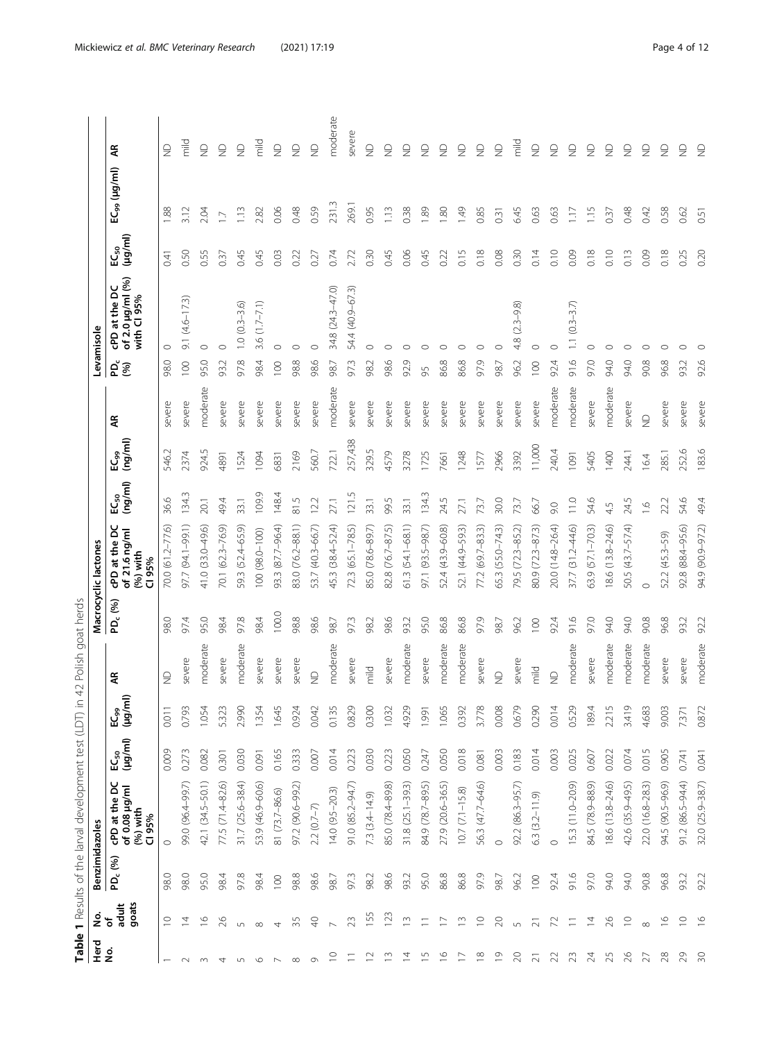**Table 1** Results of the larval development test (LDT) in 42 Polish goat herds

| Herd No. | No. of adult goats | Benzimidazoles | | | | | Macrocyclic lactones | | | | | Levamisole | | | | |
|---|---|---|---|---|---|---|---|---|---|---|---|---|---|---|---|---|
| | | $PD_c$ (%) | cPD at the DC of 0.08 µg/ml (%) with CI 95% | $EC_{50}$ (µg/ml) | $EC_{99}$ (µg/ml) | AR | $PD_c$ (%) | cPD at the DC of 21.6 ng/ml (%) with CI 95% | $EC_{50}$ (ng/ml) | $EC_{99}$ (ng/ml) | AR | $PD_c$ (%) | cPD at the DC of 2.0 µg/ml (%) with CI 95% | $EC_{50}$ (µg/ml) | $EC_{99}$ (µg/ml) | AR |
| 1 | 10 | 98.0 | 0 | 0.009 | 0.011 | ND | 98.0 | 70.0 (61.2–77.6) | 36.6 | 546.2 | severe | 98.0 | 0 | 0.41 | 1.88 | ND |
| 2 | 14 | 98.0 | 99.0 (96.4–99.7) | 0.273 | 0.793 | severe | 97.4 | 97.7 (94.1–99.1) | 134.3 | 2374 | severe | 100 | 9.1 (4.6–17.3) | 0.50 | 3.12 | mild |
| 3 | 16 | 95.0 | 42.1 (34.5–50.1) | 0.082 | 1.054 | moderate | 95.0 | 41.0 (33.0–49.6) | 20.1 | 924.5 | moderate | 95.0 | 0 | 0.55 | 2.04 | ND |
| 4 | 26 | 98.4 | 77.5 (71.4–82.6) | 0.301 | 5.323 | severe | 98.4 | 70.1 (62.3–76.9) | 49.4 | 4891 | severe | 93.2 | 0 | 0.37 | 1.7 | ND |
| 5 | 5 | 97.8 | 31.7 (25.6–38.4) | 0.030 | 2.990 | moderate | 97.8 | 59.3 (52.4–65.9) | 33.1 | 1524 | severe | 97.8 | 1.0 (0.3–3.6) | 0.45 | 1.13 | ND |
| 6 | 8 | 98.4 | 53.9 (46.9–60.6) | 0.091 | 1.354 | severe | 98.4 | 100 (98.0–100) | 109.9 | 1094 | severe | 98.4 | 3.6 (1.7–7.1) | 0.45 | 2.82 | mild |
| 7 | 4 | 100 | 81 (73.7–86.6) | 0.165 | 1.645 | severe | 100.0 | 93.3 (87.7–96.4) | 148.4 | 6831 | severe | 100 | 0 | 0.03 | 0.06 | ND |
| 8 | 35 | 98.8 | 97.2 (90.6–99.2) | 0.333 | 0.924 | severe | 98.8 | 83.0 (76.2–88.1) | 81.5 | 2169 | severe | 98.8 | 0 | 0.22 | 0.48 | ND |
| 9 | 40 | 98.6 | 2.2 (0.7–7) | 0.007 | 0.042 | ND | 98.6 | 53.7 (40.3–66.7) | 12.2 | 560.7 | severe | 98.6 | 0 | 0.27 | 0.59 | ND |
| 10 | 7 | 98.7 | 14.0 (9.5–20.3) | 0.014 | 0.135 | moderate | 98.7 | 45.3 (38.4–52.4) | 27.1 | 722.1 | moderate | 98.7 | 34.8 (24.3–47.0) | 0.74 | 231.3 | moderate |
| 11 | 23 | 97.3 | 91.0 (85.2–94.7) | 0.223 | 0.829 | severe | 97.3 | 72.3 (65.1–78.5) | 121.5 | 257,438 | severe | 97.3 | 54.4 (40.9–67.3) | 2.72 | 269.1 | severe |
| 12 | 155 | 98.2 | 7.3 (3.4–14.9) | 0.030 | 0.300 | mild | 98.2 | 85.0 (78.6–89.7) | 33.1 | 329.5 | severe | 98.2 | 0 | 0.30 | 0.95 | ND |
| 13 | 123 | 98.6 | 85.0 (78.4–89.8) | 0.223 | 1.032 | severe | 98.6 | 82.8 (76.7–87.5) | 99.5 | 4579 | severe | 98.6 | 0 | 0.45 | 1.13 | ND |
| 14 | 13 | 93.2 | 31.8 (25.1–39.3) | 0.050 | 4.929 | moderate | 93.2 | 61.3 (54.1–68.1) | 33.1 | 3278 | severe | 92.9 | 0 | 0.06 | 0.38 | ND |
| 15 | 11 | 95.0 | 84.9 (78.7–89.5) | 0.247 | 1.991 | severe | 95.0 | 97.1 (93.5–98.7) | 134.3 | 1725 | severe | 95 | 0 | 0.45 | 1.89 | ND |
| 16 | 17 | 86.8 | 27.9 (20.6–36.5) | 0.050 | 1.065 | moderate | 86.8 | 52.4 (43.9–60.8) | 24.5 | 7661 | severe | 86.8 | 0 | 0.22 | 1.80 | ND |
| 17 | 13 | 86.8 | 10.7 (7.1–15.8) | 0.018 | 0.392 | moderate | 86.8 | 52.1 (44.9–59.3) | 27.1 | 1248 | severe | 86.8 | 0 | 0.15 | 1.49 | ND |
| 18 | 10 | 97.9 | 56.3 (47.7–64.6) | 0.081 | 3.778 | severe | 97.9 | 77.2 (69.7–83.3) | 73.7 | 1577 | severe | 97.9 | 0 | 0.18 | 0.85 | ND |
| 19 | 20 | 98.7 | 0 | 0.003 | 0.008 | ND | 98.7 | 65.3 (55.0–74.3) | 30.0 | 2966 | severe | 98.7 | 0 | 0.08 | 0.31 | ND |
| 20 | 5 | 96.2 | 92.2 (86.3–95.7) | 0.183 | 0.679 | severe | 96.2 | 79.5 (72.3–85.2) | 73.7 | 3392 | severe | 96.2 | 4.8 (2.3–9.8) | 0.30 | 6.45 | mild |
| 21 | 21 | 100 | 6.3 (3.2–11.9) | 0.014 | 0.290 | mild | 100 | 80.9 (72.3–87.3) | 66.7 | 11,000 | severe | 100 | 0 | 0.14 | 0.63 | ND |
| 22 | 72 | 92.4 | 0 | 0.003 | 0.014 | ND | 92.4 | 20.0 (14.8–26.4) | 9.0 | 240.4 | moderate | 92.4 | 0 | 0.10 | 0.63 | ND |
| 23 | 11 | 91.6 | 15.3 (11.0–20.9) | 0.025 | 0.529 | moderate | 91.6 | 37.7 (31.2–44.6) | 11.0 | 1091 | moderate | 91.6 | 1.1 (0.3–3.7) | 0.09 | 1.17 | ND |
| 24 | 14 | 97.0 | 84.5 (78.9–88.9) | 0.607 | 189.4 | severe | 97.0 | 63.9 (57.1–70.3) | 54.6 | 5405 | severe | 97.0 | 0 | 0.18 | 1.15 | ND |
| 25 | 26 | 94.0 | 18.6 (13.8–24.6) | 0.022 | 2.215 | moderate | 94.0 | 18.6 (13.8–24.6) | 4.5 | 1400 | moderate | 94.0 | 0 | 0.10 | 0.37 | ND |
| 26 | 10 | 94.0 | 42.6 (35.9–49.5) | 0.074 | 3.419 | moderate | 94.0 | 50.5 (43.7–57.4) | 24.5 | 244.1 | severe | 94.0 | 0 | 0.13 | 0.48 | ND |
| 27 | 8 | 90.8 | 22.0 (16.8–28.3) | 0.015 | 4.683 | moderate | 90.8 | 0 | 1.6 | 16.4 | ND | 90.8 | 0 | 0.09 | 0.42 | ND |
| 28 | 16 | 96.8 | 94.5 (90.5–96.9) | 0.905 | 9.003 | severe | 96.8 | 52.2 (45.3–59) | 22.2 | 285.1 | severe | 96.8 | 0 | 0.18 | 0.58 | ND |
| 29 | 10 | 93.2 | 91.2 (86.5–94.4) | 0.741 | 7.371 | severe | 93.2 | 92.8 (88.4–95.6) | 54.6 | 252.6 | severe | 93.2 | 0 | 0.25 | 0.62 | ND |
| 30 | 16 | 92.2 | 32.0 (25.9–38.7) | 0.041 | 0.872 | moderate | 92.2 | 94.9 (90.9–97.2) | 49.4 | 183.6 | severe | 92.6 | 0 | 0.20 | 0.51 | ND |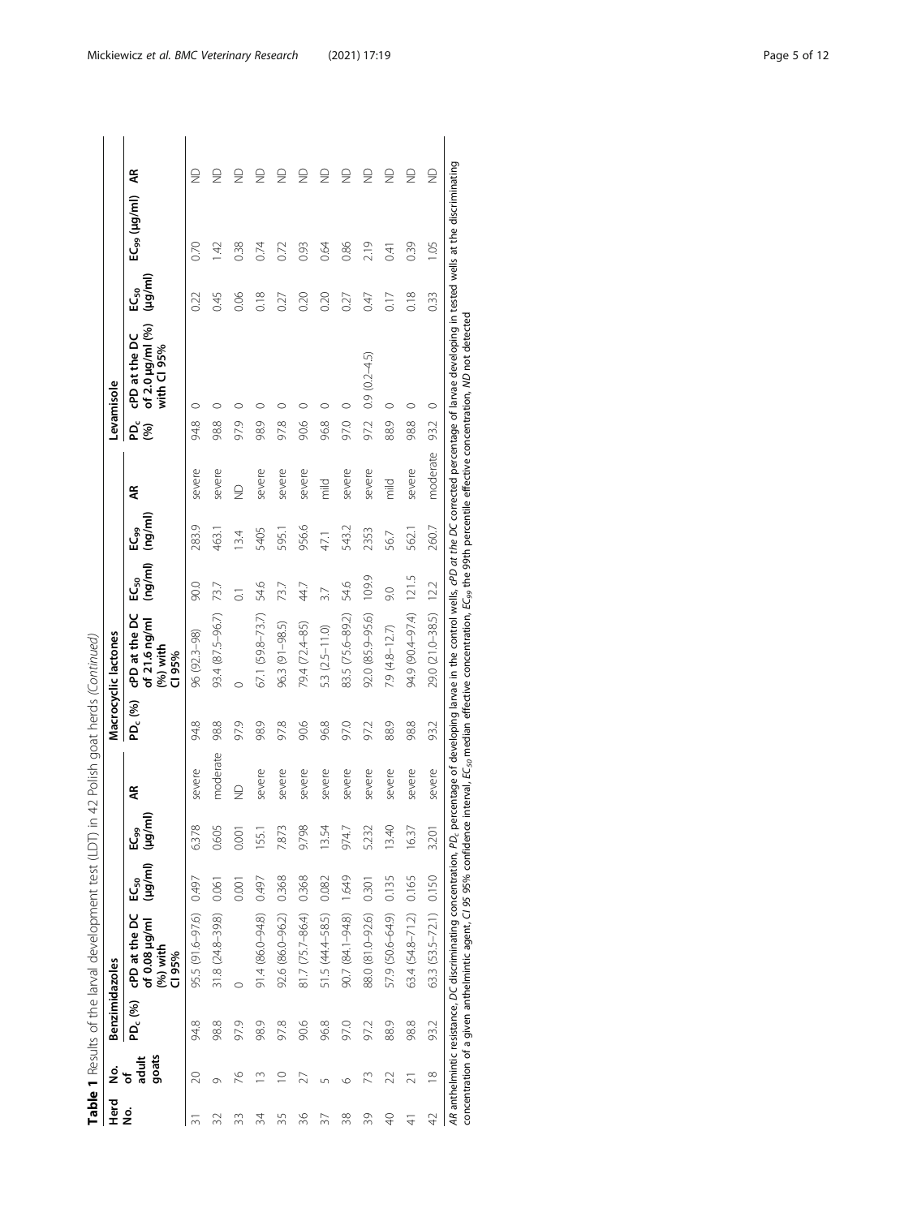**Table 1** Results of the larval development test (LDT) in 42 Polish goat herds *(Continued)*

| Herd No. | No. of adult goats | Benzimidazoles | | | | | Macrocyclic lactones | | | | | Levamisole | | | | |
|---|---|---|---|---|---|---|---|---|---|---|---|---|---|---|---|---|
| | | $PD_c$ (%) | cPD at the DC of 0.08 μg/ml (%) with CI 95% | $EC_{50}$ (μg/ml) | $EC_{99}$ (μg/ml) | AR | $PD_c$ (%) | cPD at the DC of 21.6 ng/ml (%) with CI 95% | $EC_{50}$ (ng/ml) | $EC_{99}$ (ng/ml) | AR | $PD_c$ (%) | cPD at the DC of 2.0 μg/ml (%) with CI 95% | $EC_{50}$ (μg/ml) | $EC_{99}$ (μg/ml) | AR |
| 31 | 20 | 94.8 | 95.5 (91.6–97.6) | 0.497 | 6.378 | severe | 94.8 | 96 (92.3–98) | 90.0 | 283.9 | severe | 94.8 | 0 | 0.22 | 0.70 | ND |
| 32 | 9 | 98.8 | 31.8 (24.8–39.8) | 0.061 | 0.605 | moderate | 98.8 | 93.4 (87.5–96.7) | 73.7 | 463.1 | severe | 98.8 | 0 | 0.45 | 1.42 | ND |
| 33 | 76 | 97.9 | 0 | 0.001 | 0.001 | ND | 97.9 | 0 | 0.1 | 13.4 | ND | 97.9 | 0 | 0.06 | 0.38 | ND |
| 34 | 13 | 98.9 | 91.4 (86.0–94.8) | 0.497 | 155.1 | severe | 98.9 | 67.1 (59.8–73.7) | 54.6 | 5405 | severe | 98.9 | 0 | 0.18 | 0.74 | ND |
| 35 | 10 | 97.8 | 92.6 (86.0–96.2) | 0.368 | 7.873 | severe | 97.8 | 96.3 (91–98.5) | 73.7 | 595.1 | severe | 97.8 | 0 | 0.27 | 0.72 | ND |
| 36 | 27 | 90.6 | 81.7 (75.7–86.4) | 0.368 | 9.798 | severe | 90.6 | 79.4 (72.4–85) | 44.7 | 956.6 | severe | 90.6 | 0 | 0.20 | 0.93 | ND |
| 37 | 5 | 96.8 | 51.5 (44.4–58.5) | 0.082 | 13.54 | severe | 96.8 | 5.3 (2.5–11.0) | 3.7 | 47.1 | mild | 96.8 | 0 | 0.20 | 0.64 | ND |
| 38 | 6 | 97.0 | 90.7 (84.1–94.8) | 1.649 | 974.7 | severe | 97.0 | 83.5 (75.6–89.2) | 54.6 | 543.2 | severe | 97.0 | 0 | 0.27 | 0.86 | ND |
| 39 | 73 | 97.2 | 88.0 (81.0–92.6) | 0.301 | 5.232 | severe | 97.2 | 92.0 (85.9–95.6) | 109.9 | 2353 | severe | 97.2 | 0.9 (0.2–4.5) | 0.47 | 2.19 | ND |
| 40 | 22 | 88.9 | 57.9 (50.6–64.9) | 0.135 | 13.40 | severe | 88.9 | 7.9 (4.8–12.7) | 9.0 | 56.7 | mild | 88.9 | 0 | 0.17 | 0.41 | ND |
| 41 | 21 | 98.8 | 63.4 (54.8–71.2) | 0.165 | 16.37 | severe | 98.8 | 94.9 (90.4–97.4) | 121.5 | 562.1 | severe | 98.8 | 0 | 0.18 | 0.39 | ND |
| 42 | 18 | 93.2 | 63.3 (53.5–72.1) | 0.150 | 3.201 | severe | 93.2 | 29.0 (21.0–38.5) | 12.2 | 260.7 | moderate | 93.2 | 0 | 0.33 | 1.05 | ND |

*AR* anthelmintic resistance, *DC* discriminating concentration, $PD_c$ percentage of developing larvae in the control wells, *cPD at the DC* corrected percentage of larvae developing in tested wells at the discriminating concentration of a given anthelmintic agent, *CI 95* 95% confidence interval, $EC_{50}$ median effective concentration, $EC_{99}$ the 99th percentile effective concentration, *ND* not detected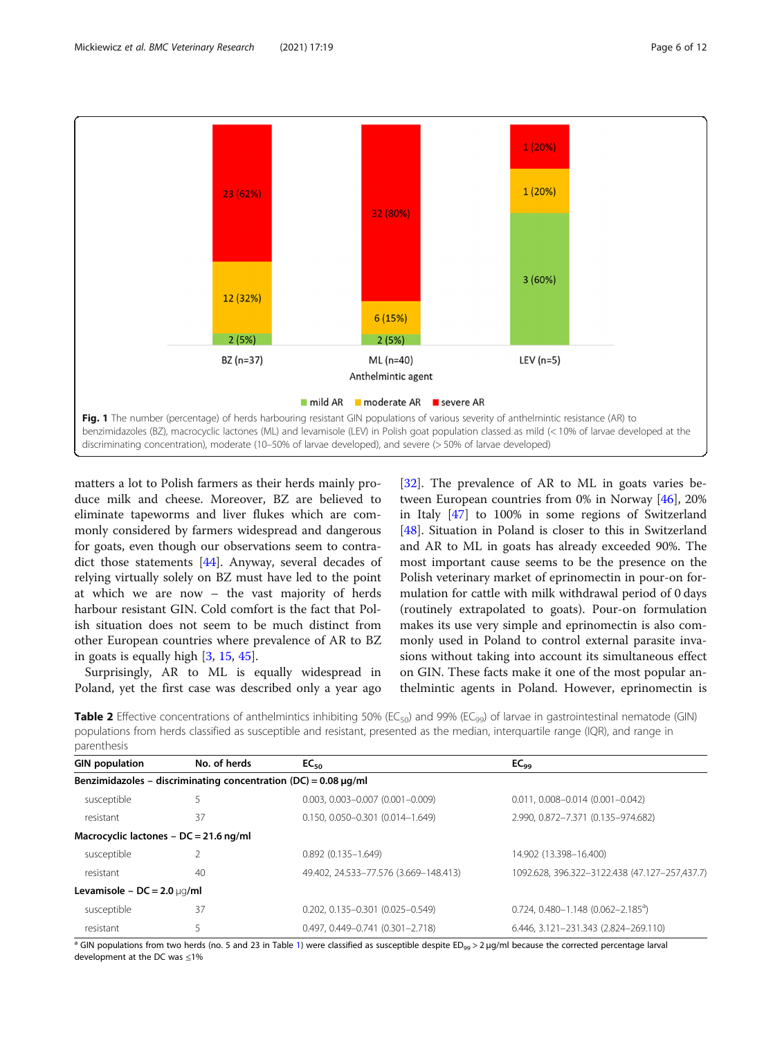Fig. 1 The number (percentage) of herds harbouring resistant GIN populations of various severity of anthelmintic resistance (AR) to benzimidazoles (BZ), macrocyclic lactones (ML) and levamisole (LEV) in Polish goat population classed as mild (< 10% of larvae developed at the discriminating concentration), moderate (10–50% of larvae developed), and severe (> 50% of larvae developed)

matters a lot to Polish farmers as their herds mainly produce milk and cheese. Moreover, BZ are believed to eliminate tapeworms and liver flukes which are commonly considered by farmers widespread and dangerous for goats, even though our observations seem to contradict those statements [44]. Anyway, several decades of relying virtually solely on BZ must have led to the point at which we are now – the vast majority of herds harbour resistant GIN. Cold comfort is the fact that Polish situation does not seem to be much distinct from other European countries where prevalence of AR to BZ in goats is equally high [3, 15, 45].

Surprisingly, AR to ML is equally widespread in Poland, yet the first case was described only a year ago [32]. The prevalence of AR to ML in goats varies between European countries from 0% in Norway [46], 20% in Italy [47] to 100% in some regions of Switzerland [48]. Situation in Poland is closer to this in Switzerland and AR to ML in goats has already exceeded 90%. The most important cause seems to be the presence on the Polish veterinary market of eprinomectin in pour-on formulation for cattle with milk withdrawal period of 0 days (routinely extrapolated to goats). Pour-on formulation makes its use very simple and eprinomectin is also commonly used in Poland to control external parasite invasions without taking into account its simultaneous effect on GIN. These facts make it one of the most popular anthelmintic agents in Poland. However, eprinomectin is

**Table 2** Effective concentrations of anthelmintics inhibiting 50% ($EC_{50}$) and 99% ($EC_{99}$) of larvae in gastrointestinal nematode (GIN) populations from herds classified as susceptible and resistant, presented as the median, interquartile range (IQR), and range in parenthesis

| GIN population | No. of herds | $EC_{50}$ | $EC_{99}$ |
|---|---|---|---|
| **Benzimidazoles – discriminating concentration (DC) = 0.08 μg/ml** | | | |
| susceptible | 5 | 0.003, 0.003–0.007 (0.001–0.009) | 0.011, 0.008–0.014 (0.001–0.042) |
| resistant | 37 | 0.150, 0.050–0.301 (0.014–1.649) | 2.990, 0.872–7.371 (0.135–974.682) |
| **Macrocyclic lactones – DC = 21.6 ng/ml** | | | |
| susceptible | 2 | 0.892 (0.135–1.649) | 14.902 (13.398–16.400) |
| resistant | 40 | 49.402, 24.533–77.576 (3.669–148.413) | 1092.628, 396.322–3122.438 (47.127–257,437.7) |
| **Levamisole – DC = 2.0 μg/ml** | | | |
| susceptible | 37 | 0.202, 0.135–0.301 (0.025–0.549) | 0.724, 0.480–1.148 (0.062–2.185[a]) |
| resistant | 5 | 0.497, 0.449–0.741 (0.301–2.718) | 6.446, 3.121–231.343 (2.824–269.110) |

[a] GIN populations from two herds (no. 5 and 23 in Table 1) were classified as susceptible despite $ED_{99}$ > 2 μg/ml because the corrected percentage larval development at the DC was ≤1%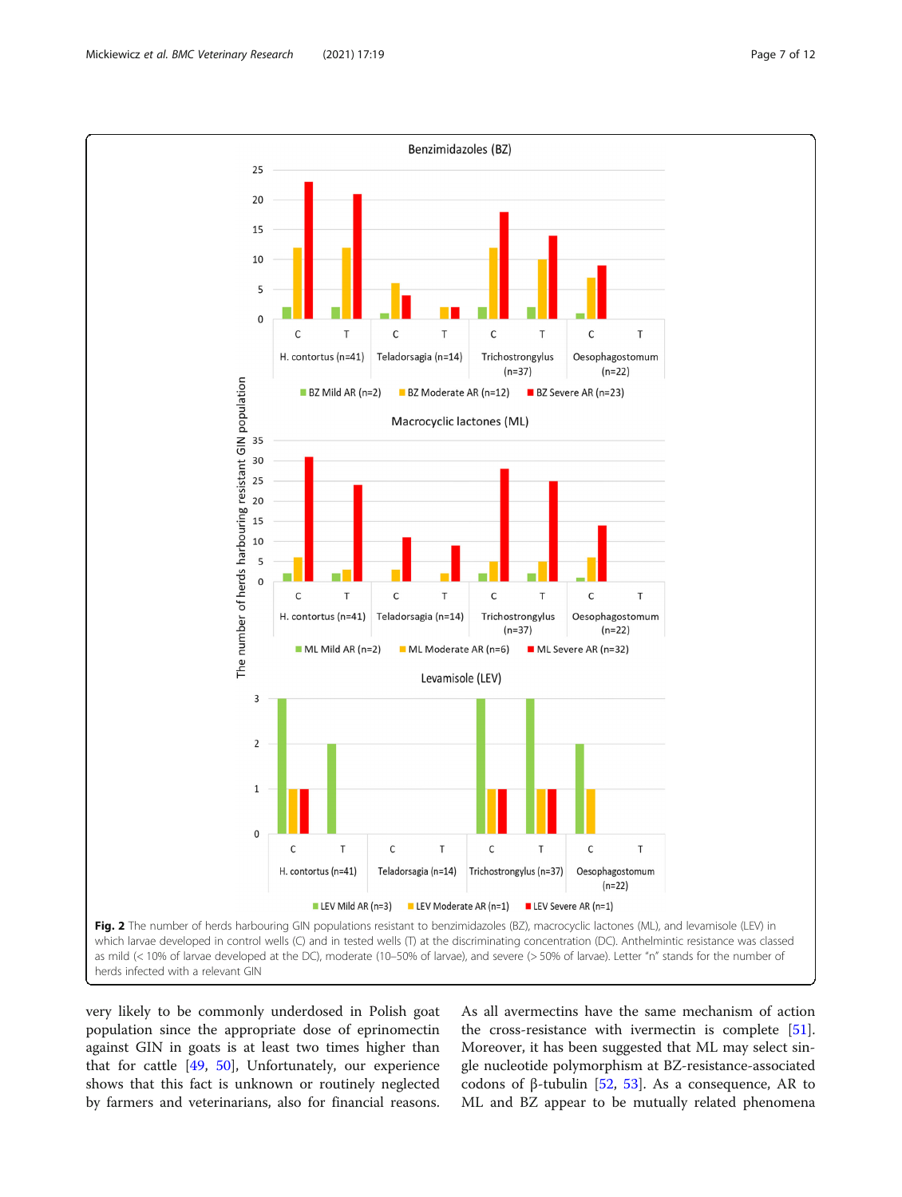**Fig. 2** The number of herds harbouring GIN populations resistant to benzimidazoles (BZ), macrocyclic lactones (ML), and levamisole (LEV) in which larvae developed in control wells (C) and in tested wells (T) at the discriminating concentration (DC). Anthelmintic resistance was classed as mild (< 10% of larvae developed at the DC), moderate (10–50% of larvae), and severe (> 50% of larvae). Letter "n" stands for the number of herds infected with a relevant GIN

very likely to be commonly underdosed in Polish goat population since the appropriate dose of eprinomectin against GIN in goats is at least two times higher than that for cattle [49, 50], Unfortunately, our experience shows that this fact is unknown or routinely neglected by farmers and veterinarians, also for financial reasons. As all avermectins have the same mechanism of action the cross-resistance with ivermectin is complete [51]. Moreover, it has been suggested that ML may select single nucleotide polymorphism at BZ-resistance-associated codons of β-tubulin [52, 53]. As a consequence, AR to ML and BZ appear to be mutually related phenomena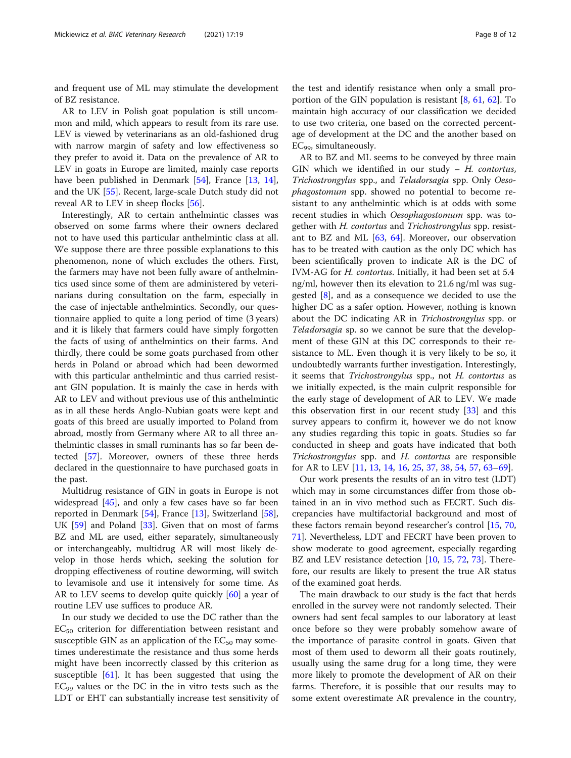and frequent use of ML may stimulate the development of BZ resistance.

AR to LEV in Polish goat population is still uncommon and mild, which appears to result from its rare use. LEV is viewed by veterinarians as an old-fashioned drug with narrow margin of safety and low effectiveness so they prefer to avoid it. Data on the prevalence of AR to LEV in goats in Europe are limited, mainly case reports have been published in Denmark [54], France [13, 14], and the UK [55]. Recent, large-scale Dutch study did not reveal AR to LEV in sheep flocks [56].

Interestingly, AR to certain anthelmintic classes was observed on some farms where their owners declared not to have used this particular anthelmintic class at all. We suppose there are three possible explanations to this phenomenon, none of which excludes the others. First, the farmers may have not been fully aware of anthelmintics used since some of them are administered by veterinarians during consultation on the farm, especially in the case of injectable anthelmintics. Secondly, our questionnaire applied to quite a long period of time (3 years) and it is likely that farmers could have simply forgotten the facts of using of anthelmintics on their farms. And thirdly, there could be some goats purchased from other herds in Poland or abroad which had been dewormed with this particular anthelmintic and thus carried resistant GIN population. It is mainly the case in herds with AR to LEV and without previous use of this anthelmintic as in all these herds Anglo-Nubian goats were kept and goats of this breed are usually imported to Poland from abroad, mostly from Germany where AR to all three anthelmintic classes in small ruminants has so far been detected [57]. Moreover, owners of these three herds declared in the questionnaire to have purchased goats in the past.

Multidrug resistance of GIN in goats in Europe is not widespread [45], and only a few cases have so far been reported in Denmark [54], France [13], Switzerland [58], UK [59] and Poland [33]. Given that on most of farms BZ and ML are used, either separately, simultaneously or interchangeably, multidrug AR will most likely develop in those herds which, seeking the solution for dropping effectiveness of routine deworming, will switch to levamisole and use it intensively for some time. As AR to LEV seems to develop quite quickly [60] a year of routine LEV use suffices to produce AR.

In our study we decided to use the DC rather than the $EC_{50}$ criterion for differentiation between resistant and susceptible GIN as an application of the $EC_{50}$ may sometimes underestimate the resistance and thus some herds might have been incorrectly classed by this criterion as susceptible [61]. It has been suggested that using the $EC_{99}$ values or the DC in the in vitro tests such as the LDT or EHT can substantially increase test sensitivity of the test and identify resistance when only a small proportion of the GIN population is resistant [8, 61, 62]. To maintain high accuracy of our classification we decided to use two criteria, one based on the corrected percentage of development at the DC and the another based on $EC_{99}$, simultaneously.

AR to BZ and ML seems to be conveyed by three main GIN which we identified in our study – *H. contortus*, *Trichostrongylus* spp., and *Teladorsagia* spp. Only *Oesophagostomum* spp. showed no potential to become resistant to any anthelmintic which is at odds with some recent studies in which *Oesophagostomum* spp. was together with *H. contortus* and *Trichostrongylus* spp. resistant to BZ and ML [63, 64]. Moreover, our observation has to be treated with caution as the only DC which has been scientifically proven to indicate AR is the DC of IVM-AG for *H. contortus*. Initially, it had been set at 5.4 ng/ml, however then its elevation to 21.6 ng/ml was suggested [8], and as a consequence we decided to use the higher DC as a safer option. However, nothing is known about the DC indicating AR in *Trichostrongylus* spp. or *Teladorsagia* sp. so we cannot be sure that the development of these GIN at this DC corresponds to their resistance to ML. Even though it is very likely to be so, it undoubtedly warrants further investigation. Interestingly, it seems that *Trichostrongylus* spp., not *H. contortus* as we initially expected, is the main culprit responsible for the early stage of development of AR to LEV. We made this observation first in our recent study [33] and this survey appears to confirm it, however we do not know any studies regarding this topic in goats. Studies so far conducted in sheep and goats have indicated that both *Trichostrongylus* spp. and *H. contortus* are responsible for AR to LEV [11, 13, 14, 16, 25, 37, 38, 54, 57, 63–69].

Our work presents the results of an in vitro test (LDT) which may in some circumstances differ from those obtained in an in vivo method such as FECRT. Such discrepancies have multifactorial background and most of these factors remain beyond researcher's control [15, 70, 71]. Nevertheless, LDT and FECRT have been proven to show moderate to good agreement, especially regarding BZ and LEV resistance detection [10, 15, 72, 73]. Therefore, our results are likely to present the true AR status of the examined goat herds.

The main drawback to our study is the fact that herds enrolled in the survey were not randomly selected. Their owners had sent fecal samples to our laboratory at least once before so they were probably somehow aware of the importance of parasite control in goats. Given that most of them used to deworm all their goats routinely, usually using the same drug for a long time, they were more likely to promote the development of AR on their farms. Therefore, it is possible that our results may to some extent overestimate AR prevalence in the country,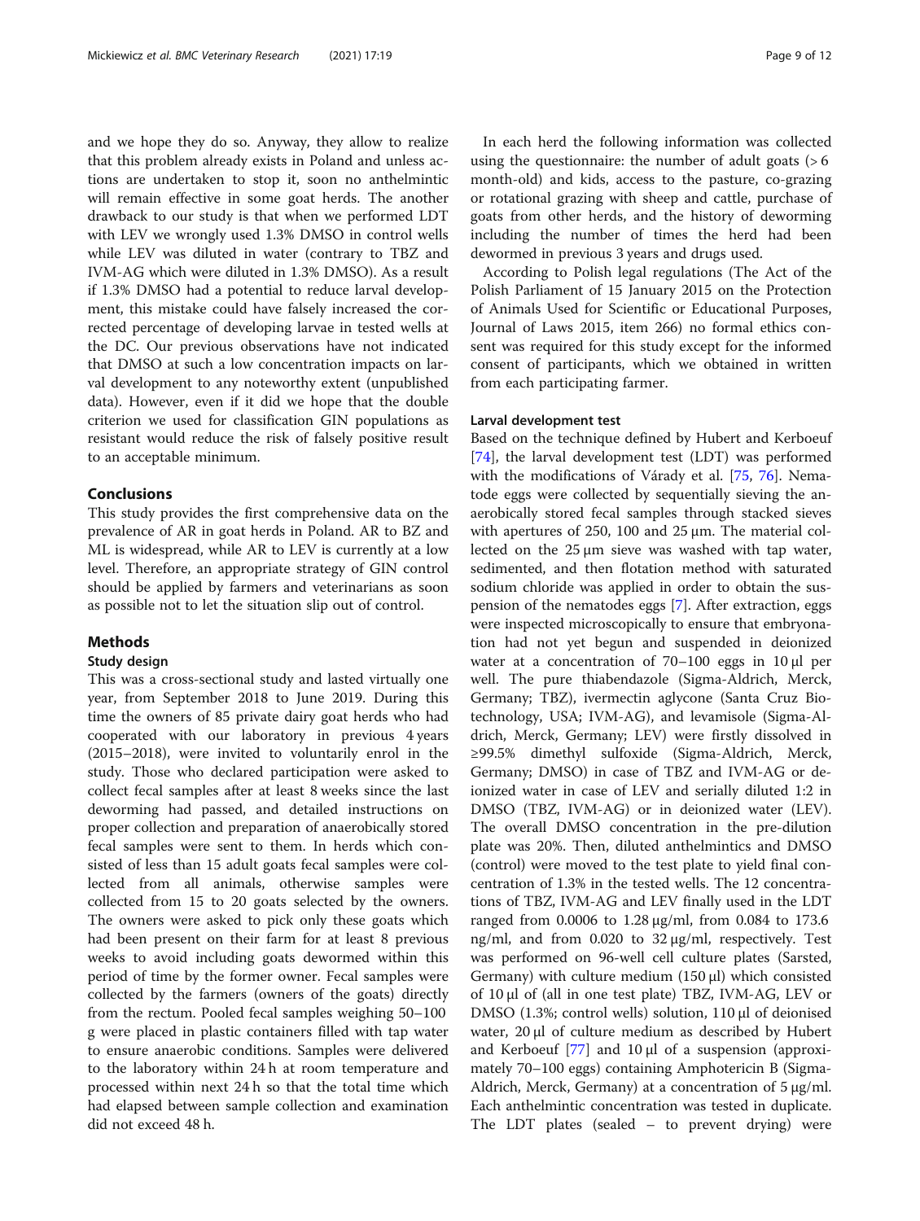and we hope they do so. Anyway, they allow to realize that this problem already exists in Poland and unless actions are undertaken to stop it, soon no anthelmintic will remain effective in some goat herds. The another drawback to our study is that when we performed LDT with LEV we wrongly used 1.3% DMSO in control wells while LEV was diluted in water (contrary to TBZ and IVM-AG which were diluted in 1.3% DMSO). As a result if 1.3% DMSO had a potential to reduce larval development, this mistake could have falsely increased the corrected percentage of developing larvae in tested wells at the DC. Our previous observations have not indicated that DMSO at such a low concentration impacts on larval development to any noteworthy extent (unpublished data). However, even if it did we hope that the double criterion we used for classification GIN populations as resistant would reduce the risk of falsely positive result to an acceptable minimum.

## Conclusions

This study provides the first comprehensive data on the prevalence of AR in goat herds in Poland. AR to BZ and ML is widespread, while AR to LEV is currently at a low level. Therefore, an appropriate strategy of GIN control should be applied by farmers and veterinarians as soon as possible not to let the situation slip out of control.

## Methods

### Study design

This was a cross-sectional study and lasted virtually one year, from September 2018 to June 2019. During this time the owners of 85 private dairy goat herds who had cooperated with our laboratory in previous 4 years (2015–2018), were invited to voluntarily enrol in the study. Those who declared participation were asked to collect fecal samples after at least 8 weeks since the last deworming had passed, and detailed instructions on proper collection and preparation of anaerobically stored fecal samples were sent to them. In herds which consisted of less than 15 adult goats fecal samples were collected from all animals, otherwise samples were collected from 15 to 20 goats selected by the owners. The owners were asked to pick only these goats which had been present on their farm for at least 8 previous weeks to avoid including goats dewormed within this period of time by the former owner. Fecal samples were collected by the farmers (owners of the goats) directly from the rectum. Pooled fecal samples weighing 50–100 g were placed in plastic containers filled with tap water to ensure anaerobic conditions. Samples were delivered to the laboratory within 24 h at room temperature and processed within next 24 h so that the total time which had elapsed between sample collection and examination did not exceed 48 h.

In each herd the following information was collected using the questionnaire: the number of adult goats (> 6 month-old) and kids, access to the pasture, co-grazing or rotational grazing with sheep and cattle, purchase of goats from other herds, and the history of deworming including the number of times the herd had been dewormed in previous 3 years and drugs used.

According to Polish legal regulations (The Act of the Polish Parliament of 15 January 2015 on the Protection of Animals Used for Scientific or Educational Purposes, Journal of Laws 2015, item 266) no formal ethics consent was required for this study except for the informed consent of participants, which we obtained in written from each participating farmer.

### Larval development test

Based on the technique defined by Hubert and Kerboeuf [74], the larval development test (LDT) was performed with the modifications of Várady et al. [75, 76]. Nematode eggs were collected by sequentially sieving the anaerobically stored fecal samples through stacked sieves with apertures of 250, 100 and 25 μm. The material collected on the 25 μm sieve was washed with tap water, sedimented, and then flotation method with saturated sodium chloride was applied in order to obtain the suspension of the nematodes eggs [7]. After extraction, eggs were inspected microscopically to ensure that embryonation had not yet begun and suspended in deionized water at a concentration of 70–100 eggs in 10 μl per well. The pure thiabendazole (Sigma-Aldrich, Merck, Germany; TBZ), ivermectin aglycone (Santa Cruz Biotechnology, USA; IVM-AG), and levamisole (Sigma-Aldrich, Merck, Germany; LEV) were firstly dissolved in ≥99.5% dimethyl sulfoxide (Sigma-Aldrich, Merck, Germany; DMSO) in case of TBZ and IVM-AG or deionized water in case of LEV and serially diluted 1:2 in DMSO (TBZ, IVM-AG) or in deionized water (LEV). The overall DMSO concentration in the pre-dilution plate was 20%. Then, diluted anthelmintics and DMSO (control) were moved to the test plate to yield final concentration of 1.3% in the tested wells. The 12 concentrations of TBZ, IVM-AG and LEV finally used in the LDT ranged from 0.0006 to 1.28 μg/ml, from 0.084 to 173.6 ng/ml, and from 0.020 to 32 μg/ml, respectively. Test was performed on 96-well cell culture plates (Sarsted, Germany) with culture medium (150 μl) which consisted of 10 μl of (all in one test plate) TBZ, IVM-AG, LEV or DMSO (1.3%; control wells) solution, 110 μl of deionised water, 20 μl of culture medium as described by Hubert and Kerboeuf [77] and 10 μl of a suspension (approximately 70–100 eggs) containing Amphotericin B (Sigma-Aldrich, Merck, Germany) at a concentration of 5 μg/ml. Each anthelmintic concentration was tested in duplicate. The LDT plates (sealed – to prevent drying) were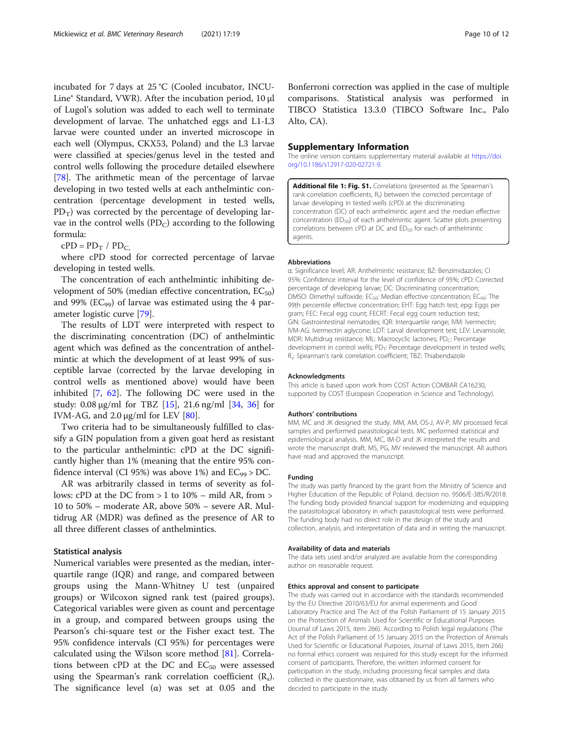incubated for 7 days at 25 °C (Cooled incubator, INCU-Line® Standard, VWR). After the incubation period, 10 μl of Lugol's solution was added to each well to terminate development of larvae. The unhatched eggs and L1-L3 larvae were counted under an inverted microscope in each well (Olympus, CKX53, Poland) and the L3 larvae were classified at species/genus level in the tested and control wells following the procedure detailed elsewhere [78]. The arithmetic mean of the percentage of larvae developing in two tested wells at each anthelmintic concentration (percentage development in tested wells, $PD_T$) was corrected by the percentage of developing larvae in the control wells ($PD_C$) according to the following formula:

$cPD = PD_T / PD_C,$

where cPD stood for corrected percentage of larvae developing in tested wells.

The concentration of each anthelmintic inhibiting development of 50% (median effective concentration, $EC_{50}$) and 99% ($EC_{99}$) of larvae was estimated using the 4 parameter logistic curve [79].

The results of LDT were interpreted with respect to the discriminating concentration (DC) of anthelmintic agent which was defined as the concentration of anthelmintic at which the development of at least 99% of susceptible larvae (corrected by the larvae developing in control wells as mentioned above) would have been inhibited [7, 62]. The following DC were used in the study: 0.08 μg/ml for TBZ [15], 21.6 ng/ml [34, 36] for IVM-AG, and 2.0 μg/ml for LEV [80].

Two criteria had to be simultaneously fulfilled to classify a GIN population from a given goat herd as resistant to the particular anthelmintic: cPD at the DC significantly higher than 1% (meaning that the entire 95% confidence interval (CI 95%) was above 1%) and $EC_{99}$ > DC.

AR was arbitrarily classed in terms of severity as follows: cPD at the DC from > 1 to 10% – mild AR, from > 10 to 50% – moderate AR, above 50% – severe AR. Multidrug AR (MDR) was defined as the presence of AR to all three different classes of anthelmintics.

### Statistical analysis

Numerical variables were presented as the median, interquartile range (IQR) and range, and compared between groups using the Mann-Whitney U test (unpaired groups) or Wilcoxon signed rank test (paired groups). Categorical variables were given as count and percentage in a group, and compared between groups using the Pearson's chi-square test or the Fisher exact test. The 95% confidence intervals (CI 95%) for percentages were calculated using the Wilson score method [81]. Correlations between cPD at the DC and $EC_{50}$ were assessed using the Spearman's rank correlation coefficient ($R_s$). The significance level (α) was set at 0.05 and the Bonferroni correction was applied in the case of multiple comparisons. Statistical analysis was performed in TIBCO Statistica 13.3.0 (TIBCO Software Inc., Palo Alto, CA).

## Supplementary Information

The online version contains supplementary material available at https://doi.org/10.1186/s12917-020-02721-9.

**Additional file 1: Fig. S1.** Correlations (presented as the Spearman's rank correlation coefficients, $R_s$) between the corrected percentage of larvae developing in tested wells (cPD) at the discriminating concentration (DC) of each anthelmintic agent and the median effective concentration ($ED_{50}$) of each anthelmintic agent. Scatter plots presenting correlations between cPD at DC and $ED_{50}$ for each of anthelmintic agents.

#### Abbreviations

α: Significance level; AR: Anthelmintic resistance; BZ: Benzimidazoles; CI 95%: Confidence interval for the level of confidence of 95%; cPD: Corrected percentage of developing larvae; DC: Discriminating concentration; DMSO: Dimethyl sulfoxide; $EC_{50}$: Median effective concentration; $EC_{99}$: The 99th percentile effective concentration; EHT: Egg hatch test; epg: Eggs per gram; FEC: Fecal egg count; FECRT: Fecal egg count reduction test; GIN: Gastrointestinal nematodes; IQR: Interquartile range; IVM: Ivermectin; IVM-AG: Ivermectin aglycone; LDT: Larval development test; LEV: Levamisole; MDR: Multidrug resistance; ML: Macrocyclic lactones; $PD_C$: Percentage development in control wells; $PD_T$: Percentage development in tested wells; $R_s$: Spearman's rank correlation coefficient; TBZ: Thiabendazole

#### Acknowledgments

This article is based upon work from COST Action COMBAR CA16230, supported by COST (European Cooperation in Science and Technology).

#### Authors' contributions

MM, MC and JK designed the study. MM, AM, OS-J, AV-P, MV processed fecal samples and performed parasitological tests. MC performed statistical and epidemiological analysis. MM, MC, IM-D and JK interpreted the results and wrote the manuscript draft. MS, PG, MV reviewed the manuscript. All authors have read and approved the manuscript.

#### Funding

The study was partly financed by the grant from the Ministry of Science and Higher Education of the Republic of Poland, decision no. 9506/E-385/R/2018. The funding body provided financial support for modernizing and equipping the parasitological laboratory in which parasitological tests were performed. The funding body had no direct role in the design of the study and collection, analysis, and interpretation of data and in writing the manuscript.

#### Availability of data and materials

The data sets used and/or analyzed are available from the corresponding author on reasonable request.

#### Ethics approval and consent to participate

The study was carried out in accordance with the standards recommended by the EU Directive 2010/63/EU for animal experiments and Good Laboratory Practice and The Act of the Polish Parliament of 15 January 2015 on the Protection of Animals Used for Scientific or Educational Purposes (Journal of Laws 2015, item 266). According to Polish legal regulations (The Act of the Polish Parliament of 15 January 2015 on the Protection of Animals Used for Scientific or Educational Purposes, Journal of Laws 2015, item 266) no formal ethics consent was required for this study except for the informed consent of participants. Therefore, the written informed consent for participation in the study, including processing fecal samples and data collected in the questionnaire, was obtained by us from all farmers who decided to participate in the study.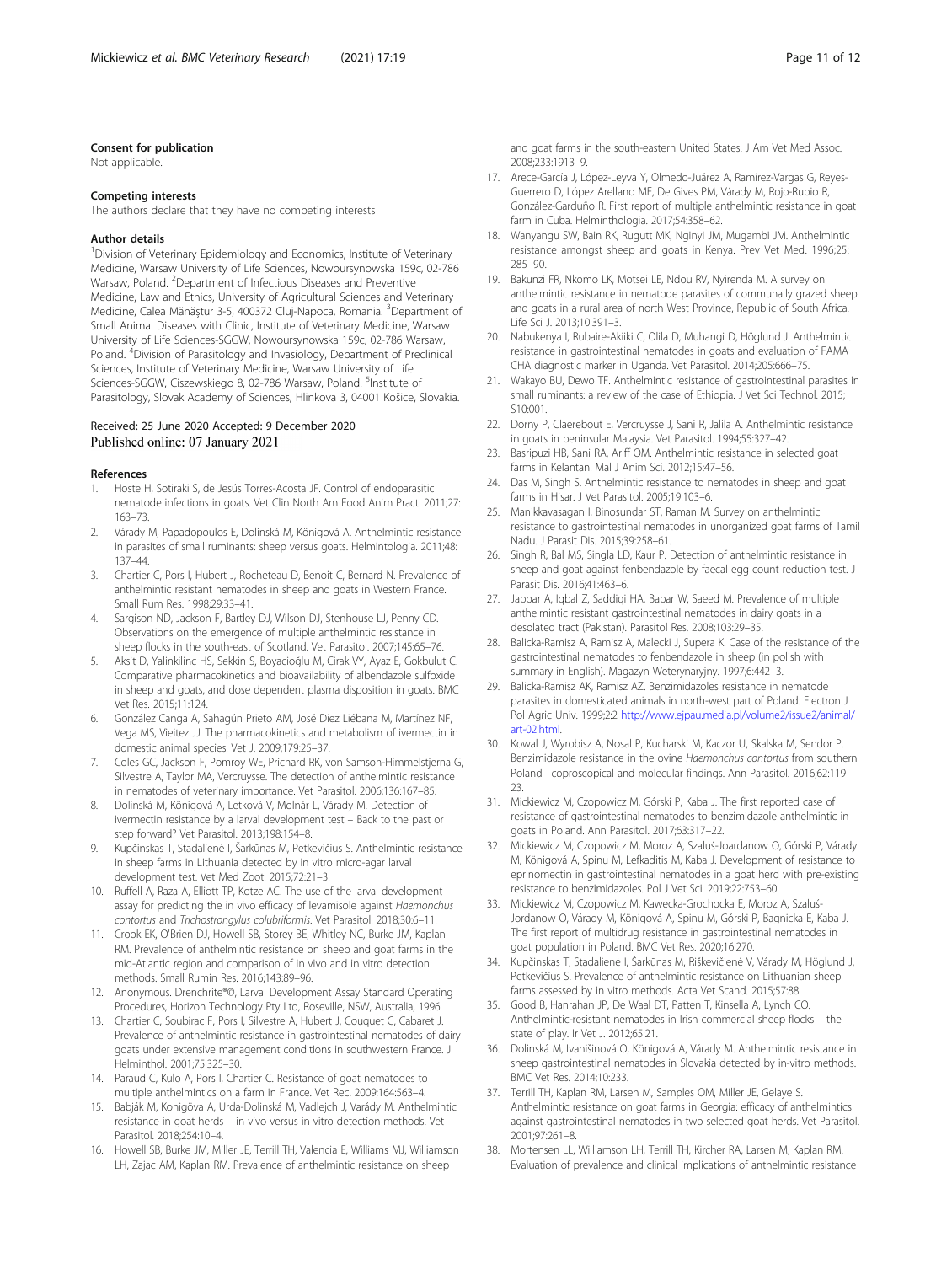### Consent for publication

Not applicable.

### Competing interests

The authors declare that they have no competing interests

### Author details

[1]Division of Veterinary Epidemiology and Economics, Institute of Veterinary Medicine, Warsaw University of Life Sciences, Nowoursynowska 159c, 02-786 Warsaw, Poland. [2]Department of Infectious Diseases and Preventive Medicine, Law and Ethics, University of Agricultural Sciences and Veterinary Medicine, Calea Mănăştur 3-5, 400372 Cluj-Napoca, Romania. [3]Department of Small Animal Diseases with Clinic, Institute of Veterinary Medicine, Warsaw University of Life Sciences-SGGW, Nowoursynowska 159c, 02-786 Warsaw, Poland. [4]Division of Parasitology and Invasiology, Department of Preclinical Sciences, Institute of Veterinary Medicine, Warsaw University of Life Sciences-SGGW, Ciszewskiego 8, 02-786 Warsaw, Poland. [5]Institute of Parasitology, Slovak Academy of Sciences, Hlinkova 3, 04001 Košice, Slovakia.

Received: 25 June 2020 Accepted: 9 December 2020
Published online: 07 January 2021

### References

1. Hoste H, Sotiraki S, de Jesús Torres-Acosta JF. Control of endoparasitic nematode infections in goats. Vet Clin North Am Food Anim Pract. 2011;27:163–73.
2. Várady M, Papadopoulos E, Dolinská M, Königová A. Anthelmintic resistance in parasites of small ruminants: sheep versus goats. Helmintologia. 2011;48:137–44.
3. Chartier C, Pors I, Hubert J, Rocheteau D, Benoit C, Bernard N. Prevalence of anthelmintic resistant nematodes in sheep and goats in Western France. Small Rum Res. 1998;29:33–41.
4. Sargison ND, Jackson F, Bartley DJ, Wilson DJ, Stenhouse LJ, Penny CD. Observations on the emergence of multiple anthelmintic resistance in sheep flocks in the south-east of Scotland. Vet Parasitol. 2007;145:65–76.
5. Aksit D, Yalinkilinc HS, Sekkin S, Boyacioğlu M, Cirak VY, Ayaz E, Gokbulut C. Comparative pharmacokinetics and bioavailability of albendazole sulfoxide in sheep and goats, and dose dependent plasma disposition in goats. BMC Vet Res. 2015;11:124.
6. González Canga A, Sahagún Prieto AM, José Diez Liébana M, Martínez NF, Vega MS, Vieitez JJ. The pharmacokinetics and metabolism of ivermectin in domestic animal species. Vet J. 2009;179:25–37.
7. Coles GC, Jackson F, Pomroy WE, Prichard RK, von Samson-Himmelstjerna G, Silvestre A, Taylor MA, Vercruysse. The detection of anthelmintic resistance in nematodes of veterinary importance. Vet Parasitol. 2006;136:167–85.
8. Dolinská M, Königová A, Letková V, Molnár L, Várady M. Detection of ivermectin resistance by a larval development test – Back to the past or step forward? Vet Parasitol. 2013;198:154–8.
9. Kupčinskas T, Stadalienė I, Šarkūnas M, Petkevičius S. Anthelmintic resistance in sheep farms in Lithuania detected by in vitro micro-agar larval development test. Vet Med Zoot. 2015;72:21–3.
10. Ruffell A, Raza A, Elliott TP, Kotze AC. The use of the larval development assay for predicting the in vivo efficacy of levamisole against *Haemonchus contortus* and *Trichostrongylus colubriformis*. Vet Parasitol. 2018;30:6–11.
11. Crook EK, O'Brien DJ, Howell SB, Storey BE, Whitley NC, Burke JM, Kaplan RM. Prevalence of anthelmintic resistance on sheep and goat farms in the mid-Atlantic region and comparison of in vivo and in vitro detection methods. Small Rumin Res. 2016;143:89–96.
12. Anonymous. Drenchrite®©, Larval Development Assay Standard Operating Procedures, Horizon Technology Pty Ltd, Roseville, NSW, Australia, 1996.
13. Chartier C, Soubirac F, Pors I, Silvestre A, Hubert J, Couquet C, Cabaret J. Prevalence of anthelmintic resistance in gastrointestinal nematodes of dairy goats under extensive management conditions in southwestern France. J Helminthol. 2001;75:325–30.
14. Paraud C, Kulo A, Pors I, Chartier C. Resistance of goat nematodes to multiple anthelmintics on a farm in France. Vet Rec. 2009;164:563–4.
15. Babják M, Konigöva A, Urda-Dolinská M, Vadlejch J, Varády M. Anthelmintic resistance in goat herds – in vivo versus in vitro detection methods. Vet Parasitol. 2018;254:10–4.
16. Howell SB, Burke JM, Miller JE, Terrill TH, Valencia E, Williams MJ, Williamson LH, Zajac AM, Kaplan RM. Prevalence of anthelmintic resistance on sheep and goat farms in the south-eastern United States. J Am Vet Med Assoc. 2008;233:1913–9.
17. Arece-García J, López-Leyva Y, Olmedo-Juárez A, Ramírez-Vargas G, Reyes-Guerrero D, López Arellano ME, De Gives PM, Várady M, Rojo-Rubio R, González-Garduño R. First report of multiple anthelmintic resistance in goat farm in Cuba. Helminthologia. 2017;54:358–62.
18. Wanyangu SW, Bain RK, Rugutt MK, Nginyi JM, Mugambi JM. Anthelmintic resistance amongst sheep and goats in Kenya. Prev Vet Med. 1996;25:285–90.
19. Bakunzi FR, Nkomo LK, Motsei LE, Ndou RV, Nyirenda M. A survey on anthelmintic resistance in nematode parasites of communally grazed sheep and goats in a rural area of north West Province, Republic of South Africa. Life Sci J. 2013;10:391–3.
20. Nabukenya I, Rubaire-Akiiki C, Olila D, Muhangi D, Höglund J. Anthelmintic resistance in gastrointestinal nematodes in goats and evaluation of FAMA CHA diagnostic marker in Uganda. Vet Parasitol. 2014;205:666–75.
21. Wakayo BU, Dewo TF. Anthelmintic resistance of gastrointestinal parasites in small ruminants: a review of the case of Ethiopia. J Vet Sci Technol. 2015; S10:001.
22. Dorny P, Claerebout E, Vercruysse J, Sani R, Jalila A. Anthelmintic resistance in goats in peninsular Malaysia. Vet Parasitol. 1994;55:327–42.
23. Basripuzi HB, Sani RA, Ariff OM. Anthelmintic resistance in selected goat farms in Kelantan. Mal J Anim Sci. 2012;15:47–56.
24. Das M, Singh S. Anthelmintic resistance to nematodes in sheep and goat farms in Hisar. J Vet Parasitol. 2005;19:103–6.
25. Manikkavasagan I, Binosundar ST, Raman M. Survey on anthelmintic resistance to gastrointestinal nematodes in unorganized goat farms of Tamil Nadu. J Parasit Dis. 2015;39:258–61.
26. Singh R, Bal MS, Singla LD, Kaur P. Detection of anthelmintic resistance in sheep and goat against fenbendazole by faecal egg count reduction test. J Parasit Dis. 2016;41:463–6.
27. Jabbar A, Iqbal Z, Saddiqi HA, Babar W, Saeed M. Prevalence of multiple anthelmintic resistant gastrointestinal nematodes in dairy goats in a desolated tract (Pakistan). Parasitol Res. 2008;103:29–35.
28. Balicka-Ramisz A, Ramisz A, Malecki J, Supera K. Case of the resistance of the gastrointestinal nematodes to fenbendazole in sheep (in polish with summary in English). Magazyn Weterynaryjny. 1997;6:442–3.
29. Balicka-Ramisz AK, Ramisz AZ. Benzimidazoles resistance in nematode parasites in domesticated animals in north-west part of Poland. Electron J Pol Agric Univ. 1999;2:2 http://www.ejpau.media.pl/volume2/issue2/animal/art-02.html.
30. Kowal J, Wyrobisz A, Nosal P, Kucharski M, Kaczor U, Skalska M, Sendor P. Benzimidazole resistance in the ovine *Haemonchus contortus* from southern Poland –coproscopical and molecular findings. Ann Parasitol. 2016;62:119–23.
31. Mickiewicz M, Czopowicz M, Górski P, Kaba J. The first reported case of resistance of gastrointestinal nematodes to benzimidazole anthelmintic in goats in Poland. Ann Parasitol. 2017;63:317–22.
32. Mickiewicz M, Czopowicz M, Moroz A, Szaluś-Joardanow O, Górski P, Várady M, Königová A, Spinu M, Lefkaditis M, Kaba J. Development of resistance to eprinomectin in gastrointestinal nematodes in a goat herd with pre-existing resistance to benzimidazoles. Pol J Vet Sci. 2019;22:753–60.
33. Mickiewicz M, Czopowicz M, Kawecka-Grochocka E, Moroz A, Szaluś-Jordanow O, Várady M, Königová A, Spinu M, Górski P, Bagnicka E, Kaba J. The first report of multidrug resistance in gastrointestinal nematodes in goat population in Poland. BMC Vet Res. 2020;16:270.
34. Kupčinskas T, Stadalienė I, Šarkūnas M, Riškevičienė V, Várady M, Höglund J, Petkevičius S. Prevalence of anthelmintic resistance on Lithuanian sheep farms assessed by in vitro methods. Acta Vet Scand. 2015;57:88.
35. Good B, Hanrahan JP, De Waal DT, Patten T, Kinsella A, Lynch CO. Anthelmintic-resistant nematodes in Irish commercial sheep flocks – the state of play. Ir Vet J. 2012;65:21.
36. Dolinská M, Ivanišinová O, Königová A, Várady M. Anthelmintic resistance in sheep gastrointestinal nematodes in Slovakia detected by in-vitro methods. BMC Vet Res. 2014;10:233.
37. Terrill TH, Kaplan RM, Larsen M, Samples OM, Miller JE, Gelaye S. Anthelmintic resistance on goat farms in Georgia: efficacy of anthelmintics against gastrointestinal nematodes in two selected goat herds. Vet Parasitol. 2001;97:261–8.
38. Mortensen LL, Williamson LH, Terrill TH, Kircher RA, Larsen M, Kaplan RM. Evaluation of prevalence and clinical implications of anthelmintic resistance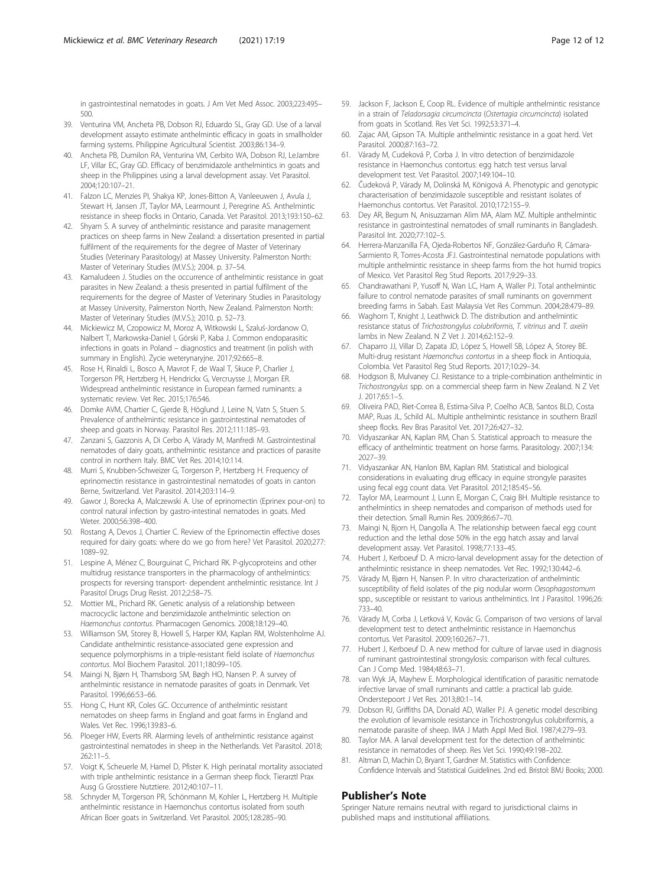in gastrointestinal nematodes in goats. J Am Vet Med Assoc. 2003;223:495–500.

39. Venturina VM, Ancheta PB, Dobson RJ, Eduardo SL, Gray GD. Use of a larval development assayto estimate anthelmintic efficacy in goats in smallholder farming systems. Philippine Agricultural Scientist. 2003;86:134–9.
40. Ancheta PB, Dumilon RA, Venturina VM, Cerbito WA, Dobson RJ, LeJambre LF, Villar EC, Gray GD. Efficacy of benzimidazole anthelmintics in goats and sheep in the Philippines using a larval development assay. Vet Parasitol. 2004;120:107–21.
41. Falzon LC, Menzies PI, Shakya KP, Jones-Bitton A, Vanleeuwen J, Avula J, Stewart H, Jansen JT, Taylor MA, Learmount J, Peregrine AS. Anthelmintic resistance in sheep flocks in Ontario, Canada. Vet Parasitol. 2013;193:150–62.
42. Shyam S. A survey of anthelmintic resistance and parasite management practices on sheep farms in New Zealand: a dissertation presented in partial fulfilment of the requirements for the degree of Master of Veterinary Studies (Veterinary Parasitology) at Massey University. Palmerston North: Master of Veterinary Studies (M.V.S.); 2004. p. 37–54.
43. Kamaludeen J. Studies on the occurrence of anthelmintic resistance in goat parasites in New Zealand: a thesis presented in partial fulfilment of the requirements for the degree of Master of Veterinary Studies in Parasitology at Massey University, Palmerston North, New Zealand. Palmerston North: Master of Veterinary Studies (M.V.S.); 2010. p. 52–73.
44. Mickiewicz M, Czopowicz M, Moroz A, Witkowski L, Szaluś-Jordanow O, Nalbert T, Markowska-Daniel I, Górski P, Kaba J. Common endoparasitic infections in goats in Poland – diagnostics and treatment (in polish with summary in English). Życie weterynaryjne. 2017;92:665–8.
45. Rose H, Rinaldi L, Bosco A, Mavrot F, de Waal T, Skuce P, Charlier J, Torgerson PR, Hertzberg H, Hendrickx G, Vercruysse J, Morgan ER. Widespread anthelmintic resistance in European farmed ruminants: a systematic review. Vet Rec. 2015;176:546.
46. Domke AVM, Chartier C, Gjerde B, Höglund J, Leine N, Vatn S, Stuen S. Prevalence of anthelmintic resistance in gastrointestinal nematodes of sheep and goats in Norway. Parasitol Res. 2012;111:185–93.
47. Zanzani S, Gazzonis A, Di Cerbo A, Várady M, Manfredi M. Gastrointestinal nematodes of dairy goats, anthelmintic resistance and practices of parasite control in northern Italy. BMC Vet Res. 2014;10:114.
48. Murri S, Knubben-Schweizer G, Torgerson P, Hertzberg H. Frequency of eprinomectin resistance in gastrointestinal nematodes of goats in canton Berne, Switzerland. Vet Parasitol. 2014;203:114–9.
49. Gawor J, Borecka A, Malczewski A. Use of eprinomectin (Eprinex pour-on) to control natural infection by gastro-intestinal nematodes in goats. Med Weter. 2000;56:398–400.
50. Rostang A, Devos J, Chartier C. Review of the Eprinomectin effective doses required for dairy goats: where do we go from here? Vet Parasitol. 2020;277:1089–92.
51. Lespine A, Ménez C, Bourguinat C, Prichard RK. P-glycoproteins and other multidrug resistance transporters in the pharmacology of anthelmintics: prospects for reversing transport- dependent anthelmintic resistance. Int J Parasitol Drugs Drug Resist. 2012;2:58–75.
52. Mottier ML, Prichard RK. Genetic analysis of a relationship between macrocyclic lactone and benzimidazole anthelmintic selection on *Haemonchus contortus*. Pharmacogen Genomics. 2008;18:129–40.
53. Williamson SM, Storey B, Howell S, Harper KM, Kaplan RM, Wolstenholme AJ. Candidate anthelmintic resistance-associated gene expression and sequence polymorphisms in a triple-resistant field isolate of *Haemonchus contortus*. Mol Biochem Parasitol. 2011;180:99–105.
54. Maingi N, Bjørn H, Thamsborg SM, Bøgh HO, Nansen P. A survey of anthelmintic resistance in nematode parasites of goats in Denmark. Vet Parasitol. 1996;66:53–66.
55. Hong C, Hunt KR, Coles GC. Occurrence of anthelmintic resistant nematodes on sheep farms in England and goat farms in England and Wales. Vet Rec. 1996;139:83–6.
56. Ploeger HW, Everts RR. Alarming levels of anthelmintic resistance against gastrointestinal nematodes in sheep in the Netherlands. Vet Parasitol. 2018;262:11–5.
57. Voigt K, Scheuerle M, Hamel D, Pfister K. High perinatal mortality associated with triple anthelmintic resistance in a German sheep flock. Tierarztl Prax Ausg G Grosstiere Nutztiere. 2012;40:107–11.
58. Schnyder M, Torgerson PR, Schönmann M, Kohler L, Hertzberg H. Multiple anthelmintic resistance in Haemonchus contortus isolated from south African Boer goats in Switzerland. Vet Parasitol. 2005;128:285–90.
59. Jackson F, Jackson E, Coop RL. Evidence of multiple anthelmintic resistance in a strain of *Teladorsagia circumcincta* (*Ostertagia circumcincta*) isolated from goats in Scotland. Res Vet Sci. 1992;53:371–4.
60. Zajac AM, Gipson TA. Multiple anthelmintic resistance in a goat herd. Vet Parasitol. 2000;87:163–72.
61. Várady M, Cudeková P, Corba J. In vitro detection of benzimidazole resistance in Haemonchus contortus: egg hatch test versus larval development test. Vet Parasitol. 2007;149:104–10.
62. Čudeková P, Várady M, Dolinská M, Königová A. Phenotypic and genotypic characterisation of benzimidazole susceptible and resistant isolates of Haemonchus contortus. Vet Parasitol. 2010;172:155–9.
63. Dey AR, Begum N, Anisuzzaman Alim MA, Alam MZ. Multiple anthelmintic resistance in gastrointestinal nematodes of small ruminants in Bangladesh. Parasitol Int. 2020;77:102–5.
64. Herrera-Manzanilla FA, Ojeda-Robertos NF, González-Garduño R, Cámara-Sarmiento R, Torres-Acosta JFJ. Gastrointestinal nematode populations with multiple anthelmintic resistance in sheep farms from the hot humid tropics of Mexico. Vet Parasitol Reg Stud Reports. 2017;9:29–33.
65. Chandrawathani P, Yusoff N, Wan LC, Ham A, Waller PJ. Total anthelmintic failure to control nematode parasites of small ruminants on government breeding farms in Sabah. East Malaysia Vet Res Commun. 2004;28:479–89.
66. Waghorn T, Knight J, Leathwick D. The distribution and anthelmintic resistance status of *Trichostrongylus colubriformis*, *T. vitrinus* and *T. axeiin* lambs in New Zealand. N Z Vet J. 2014;62:152–9.
67. Chaparro JJ, Villar D, Zapata JD, López S, Howell SB, López A, Storey BE. Multi-drug resistant *Haemonchus contortus* in a sheep flock in Antioquia, Colombia. Vet Parasitol Reg Stud Reports. 2017;10:29–34.
68. Hodgson B, Mulvaney CJ. Resistance to a triple-combination anthelmintic in *Trichostrongylus* spp. on a commercial sheep farm in New Zealand. N Z Vet J. 2017;65:1–5.
69. Oliveira PAD, Riet-Correa B, Estima-Silva P, Coelho ACB, Santos BLD, Costa MAP, Ruas JL, Schild AL. Multiple anthelmintic resistance in southern Brazil sheep flocks. Rev Bras Parasitol Vet. 2017;26:427–32.
70. Vidyaszankar AN, Kaplan RM, Chan S. Statistical approach to measure the efficacy of anthelmintic treatment on horse farms. Parasitology. 2007;134:2027–39.
71. Vidyaszankar AN, Hanlon BM, Kaplan RM. Statistical and biological considerations in evaluating drug efficacy in equine strongyle parasites using fecal egg count data. Vet Parasitol. 2012;185:45–56.
72. Taylor MA, Learmount J, Lunn E, Morgan C, Craig BH. Multiple resistance to anthelmintics in sheep nematodes and comparison of methods used for their detection. Small Rumin Res. 2009;86:67–70.
73. Maingi N, Bjorn H, Dangolla A. The relationship between faecal egg count reduction and the lethal dose 50% in the egg hatch assay and larval development assay. Vet Parasitol. 1998;77:133–45.
74. Hubert J, Kerboeuf D. A micro-larval development assay for the detection of anthelmintic resistance in sheep nematodes. Vet Rec. 1992;130:442–6.
75. Várady M, Bjørn H, Nansen P. In vitro characterization of anthelmintic susceptibility of field isolates of the pig nodular worm *Oesophagostomum* spp., susceptible or resistant to various anthelmintics. Int J Parasitol. 1996;26:733–40.
76. Várady M, Corba J, Letková V, Kovác G. Comparison of two versions of larval development test to detect anthelmintic resistance in Haemonchus contortus. Vet Parasitol. 2009;160:267–71.
77. Hubert J, Kerboeuf D. A new method for culture of larvae used in diagnosis of ruminant gastrointestinal strongylosis: comparison with fecal cultures. Can J Comp Med. 1984;48:63–71.
78. van Wyk JA, Mayhew E. Morphological identification of parasitic nematode infective larvae of small ruminants and cattle: a practical lab guide. Onderstepoort J Vet Res. 2013;80:1–14.
79. Dobson RJ, Griffiths DA, Donald AD, Waller PJ. A genetic model describing the evolution of levamisole resistance in Trichostrongylus colubriformis, a nematode parasite of sheep. IMA J Math Appl Med Biol. 1987;4:279–93.
80. Taylor MA. A larval development test for the detection of anthelmintic resistance in nematodes of sheep. Res Vet Sci. 1990;49:198–202.
81. Altman D, Machin D, Bryant T, Gardner M. Statistics with Confidence: Confidence Intervals and Statistical Guidelines. 2nd ed. Bristol: BMJ Books; 2000.

## Publisher's Note

Springer Nature remains neutral with regard to jurisdictional claims in published maps and institutional affiliations.